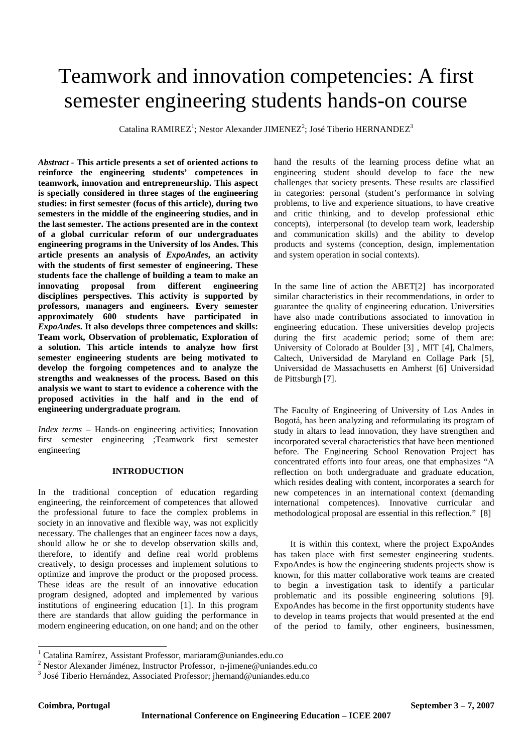# Teamwork and innovation competencies: A first semester engineering students hands-on course

Catalina RAMIREZ[1]; Nestor Alexander JIMENEZ[2]; José Tiberio HERNANDEZ[3]

***Abstract* - This article presents a set of oriented actions to reinforce the engineering students' competences in teamwork, innovation and entrepreneurship. This aspect is specially considered in three stages of the engineering studies: in first semester (focus of this article), during two semesters in the middle of the engineering studies, and in the last semester. The actions presented are in the context of a global curricular reform of our undergraduates engineering programs in the University of los Andes. This article presents an analysis of *ExpoAndes*, an activity with the students of first semester of engineering. These students face the challenge of building a team to make an innovating proposal from different engineering disciplines perspectives. This activity is supported by professors, managers and engineers. Every semester approximately 600 students have participated in *ExpoAndes*. It also develops three competences and skills: Team work, Observation of problematic, Exploration of a solution. This article intends to analyze how first semester engineering students are being motivated to develop the forgoing competences and to analyze the strengths and weaknesses of the process. Based on this analysis we want to start to evidence a coherence with the proposed activities in the half and in the end of engineering undergraduate program.**

*Index terms* – Hands-on engineering activities; Innovation first semester engineering ;Teamwork first semester engineering

## INTRODUCTION

In the traditional conception of education regarding engineering, the reinforcement of competences that allowed the professional future to face the complex problems in society in an innovative and flexible way, was not explicitly necessary. The challenges that an engineer faces now a days, should allow he or she to develop observation skills and, therefore, to identify and define real world problems creatively, to design processes and implement solutions to optimize and improve the product or the proposed process. These ideas are the result of an innovative education program designed, adopted and implemented by various institutions of engineering education [1]. In this program there are standards that allow guiding the performance in modern engineering education, on one hand; and on the other hand the results of the learning process define what an engineering student should develop to face the new challenges that society presents. These results are classified in categories: personal (student's performance in solving problems, to live and experience situations, to have creative and critic thinking, and to develop professional ethic concepts), interpersonal (to develop team work, leadership and communication skills) and the ability to develop products and systems (conception, design, implementation and system operation in social contexts).

In the same line of action the ABET[2] has incorporated similar characteristics in their recommendations, in order to guarantee the quality of engineering education. Universities have also made contributions associated to innovation in engineering education. These universities develop projects during the first academic period; some of them are: University of Colorado at Boulder [3] , MIT [4], Chalmers, Caltech, Universidad de Maryland en Collage Park [5], Universidad de Massachusetts en Amherst [6] Universidad de Pittsburgh [7].

The Faculty of Engineering of University of Los Andes in Bogotá, has been analyzing and reformulating its program of study in altars to lead innovation, they have strengthen and incorporated several characteristics that have been mentioned before. The Engineering School Renovation Project has concentrated efforts into four areas, one that emphasizes "A reflection on both undergraduate and graduate education, which resides dealing with content, incorporates a search for new competences in an international context (demanding international competences). Innovative curricular and methodological proposal are essential in this reflection." [8]

It is within this context, where the project ExpoAndes has taken place with first semester engineering students. ExpoAndes is how the engineering students projects show is known, for this matter collaborative work teams are created to begin a investigation task to identify a particular problematic and its possible engineering solutions [9]. ExpoAndes has become in the first opportunity students have to develop in teams projects that would presented at the end of the period to family, other engineers, businessmen,

---

[1] Catalina Ramírez, Assistant Professor, mariaram@uniandes.edu.co
[2] Nestor Alexander Jiménez, Instructor Professor, n-jimene@uniandes.edu.co
[3] José Tiberio Hernández, Associated Professor; jhernand@uniandes.edu.co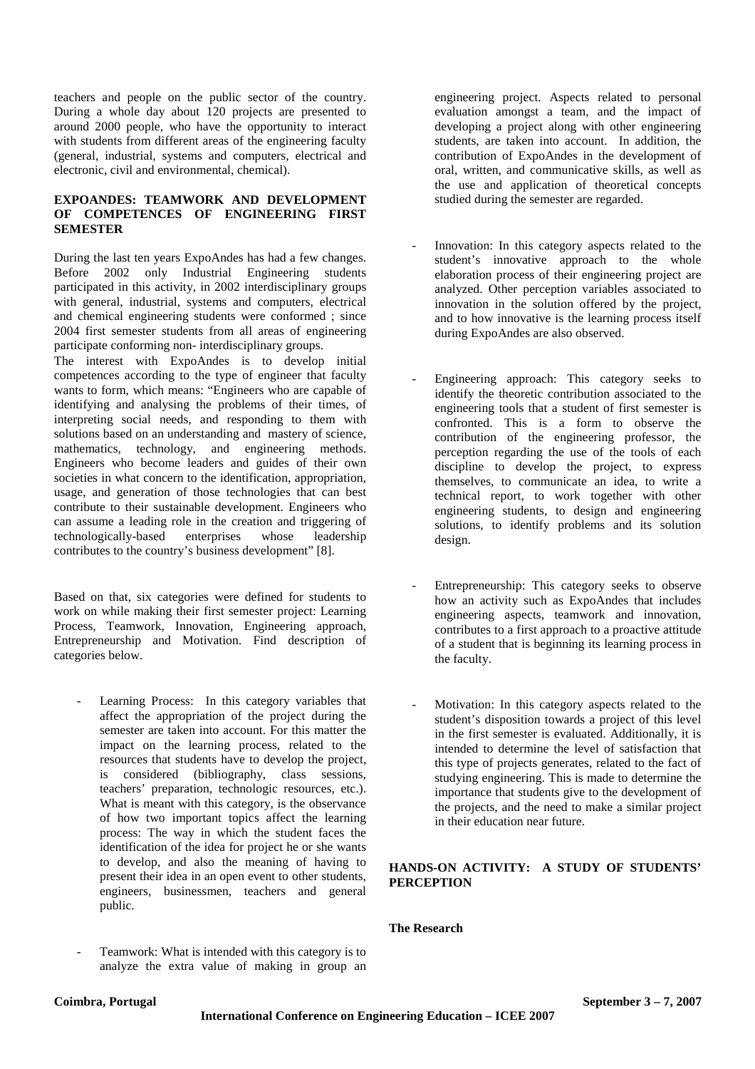teachers and people on the public sector of the country. During a whole day about 120 projects are presented to around 2000 people, who have the opportunity to interact with students from different areas of the engineering faculty (general, industrial, systems and computers, electrical and electronic, civil and environmental, chemical).

## EXPOANDES: TEAMWORK AND DEVELOPMENT OF COMPETENCES OF ENGINEERING FIRST SEMESTER

During the last ten years ExpoAndes has had a few changes. Before 2002 only Industrial Engineering students participated in this activity, in 2002 interdisciplinary groups with general, industrial, systems and computers, electrical and chemical engineering students were conformed ; since 2004 first semester students from all areas of engineering participate conforming non- interdisciplinary groups.

The interest with ExpoAndes is to develop initial competences according to the type of engineer that faculty wants to form, which means: "Engineers who are capable of identifying and analysing the problems of their times, of interpreting social needs, and responding to them with solutions based on an understanding and mastery of science, mathematics, technology, and engineering methods. Engineers who become leaders and guides of their own societies in what concern to the identification, appropriation, usage, and generation of those technologies that can best contribute to their sustainable development. Engineers who can assume a leading role in the creation and triggering of technologically-based enterprises whose leadership contributes to the country's business development" [8].

Based on that, six categories were defined for students to work on while making their first semester project: Learning Process, Teamwork, Innovation, Engineering approach, Entrepreneurship and Motivation. Find description of categories below.

- Learning Process: In this category variables that affect the appropriation of the project during the semester are taken into account. For this matter the impact on the learning process, related to the resources that students have to develop the project, is considered (bibliography, class sessions, teachers' preparation, technologic resources, etc.). What is meant with this category, is the observance of how two important topics affect the learning process: The way in which the student faces the identification of the idea for project he or she wants to develop, and also the meaning of having to present their idea in an open event to other students, engineers, businessmen, teachers and general public.

- Teamwork: What is intended with this category is to analyze the extra value of making in group an engineering project. Aspects related to personal evaluation amongst a team, and the impact of developing a project along with other engineering students, are taken into account. In addition, the contribution of ExpoAndes in the development of oral, written, and communicative skills, as well as the use and application of theoretical concepts studied during the semester are regarded.

- Innovation: In this category aspects related to the student's innovative approach to the whole elaboration process of their engineering project are analyzed. Other perception variables associated to innovation in the solution offered by the project, and to how innovative is the learning process itself during ExpoAndes are also observed.

- Engineering approach: This category seeks to identify the theoretic contribution associated to the engineering tools that a student of first semester is confronted. This is a form to observe the contribution of the engineering professor, the perception regarding the use of the tools of each discipline to develop the project, to express themselves, to communicate an idea, to write a technical report, to work together with other engineering students, to design and engineering solutions, to identify problems and its solution design.

- Entrepreneurship: This category seeks to observe how an activity such as ExpoAndes that includes engineering aspects, teamwork and innovation, contributes to a first approach to a proactive attitude of a student that is beginning its learning process in the faculty.

- Motivation: In this category aspects related to the student's disposition towards a project of this level in the first semester is evaluated. Additionally, it is intended to determine the level of satisfaction that this type of projects generates, related to the fact of studying engineering. This is made to determine the importance that students give to the development of the projects, and the need to make a similar project in their education near future.

## HANDS-ON ACTIVITY: A STUDY OF STUDENTS' PERCEPTION

### The Research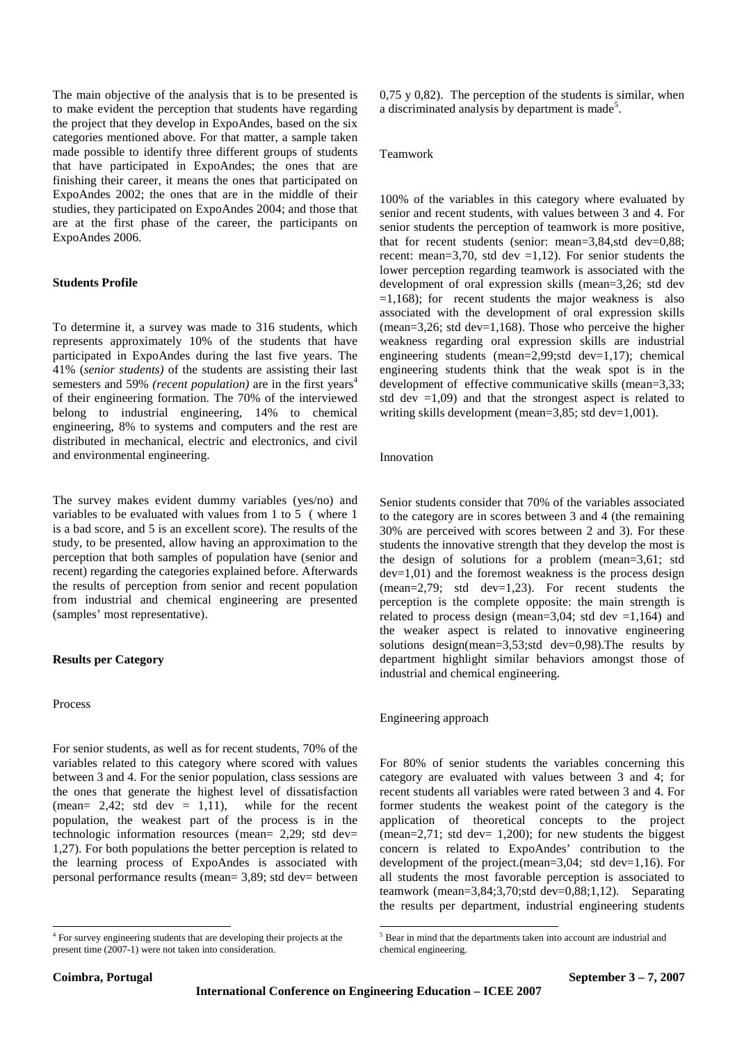The main objective of the analysis that is to be presented is to make evident the perception that students have regarding the project that they develop in ExpoAndes, based on the six categories mentioned above. For that matter, a sample taken made possible to identify three different groups of students that have participated in ExpoAndes; the ones that are finishing their career, it means the ones that participated on ExpoAndes 2002; the ones that are in the middle of their studies, they participated on ExpoAndes 2004; and those that are at the first phase of the career, the participants on ExpoAndes 2006.

### Students Profile

To determine it, a survey was made to 316 students, which represents approximately 10% of the students that have participated in ExpoAndes during the last five years. The 41% (*senior students)* of the students are assisting their last semesters and 59% *(recent population)* are in the first years[4] of their engineering formation. The 70% of the interviewed belong to industrial engineering, 14% to chemical engineering, 8% to systems and computers and the rest are distributed in mechanical, electric and electronics, and civil and environmental engineering.

The survey makes evident dummy variables (yes/no) and variables to be evaluated with values from 1 to 5 ( where 1 is a bad score, and 5 is an excellent score). The results of the study, to be presented, allow having an approximation to the perception that both samples of population have (senior and recent) regarding the categories explained before. Afterwards the results of perception from senior and recent population from industrial and chemical engineering are presented (samples' most representative).

### Results per Category

#### Process

For senior students, as well as for recent students, 70% of the variables related to this category where scored with values between 3 and 4. For the senior population, class sessions are the ones that generate the highest level of dissatisfaction (mean= 2,42; std dev = 1,11), while for the recent population, the weakest part of the process is in the technologic information resources (mean= 2,29; std dev= 1,27). For both populations the better perception is related to the learning process of ExpoAndes is associated with personal performance results (mean= 3,89; std dev= between 0,75 y 0,82). The perception of the students is similar, when a discriminated analysis by department is made[5].

#### Teamwork

100% of the variables in this category where evaluated by senior and recent students, with values between 3 and 4. For senior students the perception of teamwork is more positive, that for recent students (senior: mean=3,84,std dev=0,88; recent: mean=3,70, std dev =1,12). For senior students the lower perception regarding teamwork is associated with the development of oral expression skills (mean=3,26; std dev =1,168); for recent students the major weakness is also associated with the development of oral expression skills (mean=3,26; std dev=1,168). Those who perceive the higher weakness regarding oral expression skills are industrial engineering students (mean=2,99;std dev=1,17); chemical engineering students think that the weak spot is in the development of effective communicative skills (mean=3,33; std dev =1,09) and that the strongest aspect is related to writing skills development (mean=3,85; std dev=1,001).

#### Innovation

Senior students consider that 70% of the variables associated to the category are in scores between 3 and 4 (the remaining 30% are perceived with scores between 2 and 3). For these students the innovative strength that they develop the most is the design of solutions for a problem (mean=3,61; std dev=1,01) and the foremost weakness is the process design (mean=2,79; std dev=1,23). For recent students the perception is the complete opposite: the main strength is related to process design (mean=3,04; std dev =1,164) and the weaker aspect is related to innovative engineering solutions design(mean=3,53;std dev=0,98).The results by department highlight similar behaviors amongst those of industrial and chemical engineering.

#### Engineering approach

For 80% of senior students the variables concerning this category are evaluated with values between 3 and 4; for recent students all variables were rated between 3 and 4. For former students the weakest point of the category is the application of theoretical concepts to the project (mean=2,71; std dev= 1,200); for new students the biggest concern is related to ExpoAndes' contribution to the development of the project.(mean=3,04; std dev=1,16). For all students the most favorable perception is associated to teamwork (mean=3,84;3,70;std dev=0,88;1,12). Separating the results per department, industrial engineering students

---

[4] For survey engineering students that are developing their projects at the present time (2007-1) were not taken into consideration.

[5] Bear in mind that the departments taken into account are industrial and chemical engineering.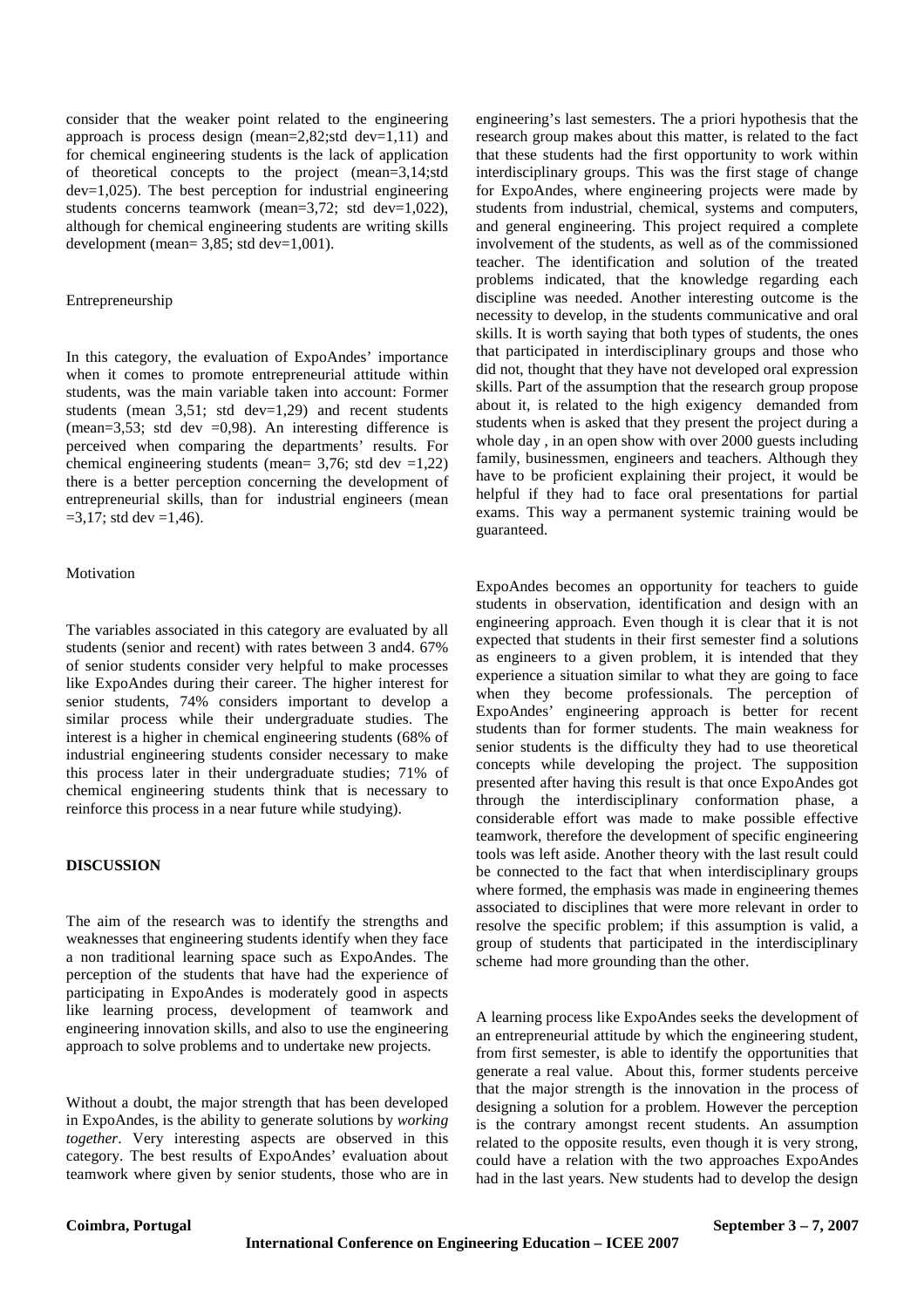consider that the weaker point related to the engineering approach is process design (mean=2,82;std dev=1,11) and for chemical engineering students is the lack of application of theoretical concepts to the project (mean=3,14;std dev=1,025). The best perception for industrial engineering students concerns teamwork (mean=3,72; std dev=1,022), although for chemical engineering students are writing skills development (mean= 3,85; std dev=1,001).

### Entrepreneurship

In this category, the evaluation of ExpoAndes' importance when it comes to promote entrepreneurial attitude within students, was the main variable taken into account: Former students (mean 3,51; std dev=1,29) and recent students (mean=3,53; std dev =0,98). An interesting difference is perceived when comparing the departments' results. For chemical engineering students (mean= 3,76; std dev =1,22) there is a better perception concerning the development of entrepreneurial skills, than for industrial engineers (mean =3,17; std dev =1,46).

### Motivation

The variables associated in this category are evaluated by all students (senior and recent) with rates between 3 and4. 67% of senior students consider very helpful to make processes like ExpoAndes during their career. The higher interest for senior students, 74% considers important to develop a similar process while their undergraduate studies. The interest is a higher in chemical engineering students (68% of industrial engineering students consider necessary to make this process later in their undergraduate studies; 71% of chemical engineering students think that is necessary to reinforce this process in a near future while studying).

## DISCUSSION

The aim of the research was to identify the strengths and weaknesses that engineering students identify when they face a non traditional learning space such as ExpoAndes. The perception of the students that have had the experience of participating in ExpoAndes is moderately good in aspects like learning process, development of teamwork and engineering innovation skills, and also to use the engineering approach to solve problems and to undertake new projects.

Without a doubt, the major strength that has been developed in ExpoAndes, is the ability to generate solutions by *working together*. Very interesting aspects are observed in this category. The best results of ExpoAndes' evaluation about teamwork where given by senior students, those who are in engineering's last semesters. The a priori hypothesis that the research group makes about this matter, is related to the fact that these students had the first opportunity to work within interdisciplinary groups. This was the first stage of change for ExpoAndes, where engineering projects were made by students from industrial, chemical, systems and computers, and general engineering. This project required a complete involvement of the students, as well as of the commissioned teacher. The identification and solution of the treated problems indicated, that the knowledge regarding each discipline was needed. Another interesting outcome is the necessity to develop, in the students communicative and oral skills. It is worth saying that both types of students, the ones that participated in interdisciplinary groups and those who did not, thought that they have not developed oral expression skills. Part of the assumption that the research group propose about it, is related to the high exigency demanded from students when is asked that they present the project during a whole day , in an open show with over 2000 guests including family, businessmen, engineers and teachers. Although they have to be proficient explaining their project, it would be helpful if they had to face oral presentations for partial exams. This way a permanent systemic training would be guaranteed.

ExpoAndes becomes an opportunity for teachers to guide students in observation, identification and design with an engineering approach. Even though it is clear that it is not expected that students in their first semester find a solutions as engineers to a given problem, it is intended that they experience a situation similar to what they are going to face when they become professionals. The perception of ExpoAndes' engineering approach is better for recent students than for former students. The main weakness for senior students is the difficulty they had to use theoretical concepts while developing the project. The supposition presented after having this result is that once ExpoAndes got through the interdisciplinary conformation phase, a considerable effort was made to make possible effective teamwork, therefore the development of specific engineering tools was left aside. Another theory with the last result could be connected to the fact that when interdisciplinary groups where formed, the emphasis was made in engineering themes associated to disciplines that were more relevant in order to resolve the specific problem; if this assumption is valid, a group of students that participated in the interdisciplinary scheme had more grounding than the other.

A learning process like ExpoAndes seeks the development of an entrepreneurial attitude by which the engineering student, from first semester, is able to identify the opportunities that generate a real value. About this, former students perceive that the major strength is the innovation in the process of designing a solution for a problem. However the perception is the contrary amongst recent students. An assumption related to the opposite results, even though it is very strong, could have a relation with the two approaches ExpoAndes had in the last years. New students had to develop the design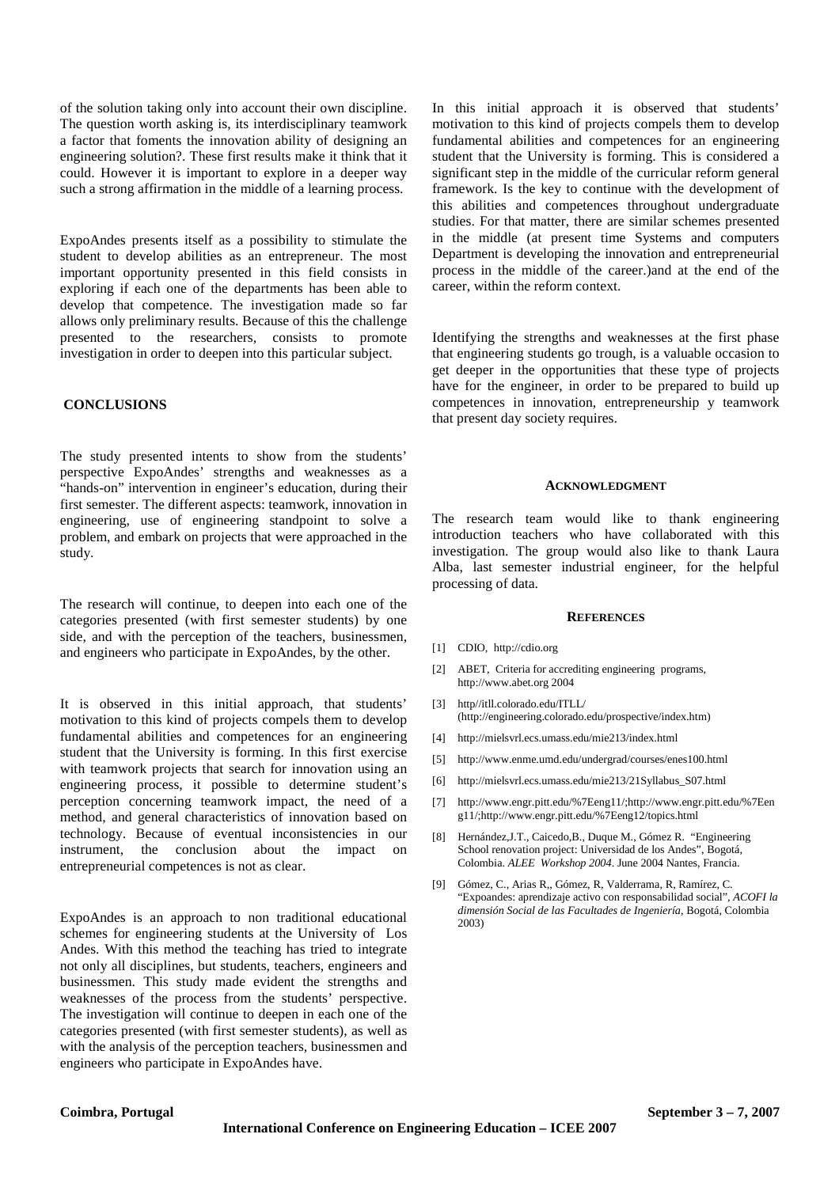of the solution taking only into account their own discipline. The question worth asking is, its interdisciplinary teamwork a factor that foments the innovation ability of designing an engineering solution?. These first results make it think that it could. However it is important to explore in a deeper way such a strong affirmation in the middle of a learning process.

ExpoAndes presents itself as a possibility to stimulate the student to develop abilities as an entrepreneur. The most important opportunity presented in this field consists in exploring if each one of the departments has been able to develop that competence. The investigation made so far allows only preliminary results. Because of this the challenge presented to the researchers, consists to promote investigation in order to deepen into this particular subject.

## CONCLUSIONS

The study presented intents to show from the students' perspective ExpoAndes' strengths and weaknesses as a "hands-on" intervention in engineer's education, during their first semester. The different aspects: teamwork, innovation in engineering, use of engineering standpoint to solve a problem, and embark on projects that were approached in the study.

The research will continue, to deepen into each one of the categories presented (with first semester students) by one side, and with the perception of the teachers, businessmen, and engineers who participate in ExpoAndes, by the other.

It is observed in this initial approach, that students' motivation to this kind of projects compels them to develop fundamental abilities and competences for an engineering student that the University is forming. In this first exercise with teamwork projects that search for innovation using an engineering process, it possible to determine student's perception concerning teamwork impact, the need of a method, and general characteristics of innovation based on technology. Because of eventual inconsistencies in our instrument, the conclusion about the impact on entrepreneurial competences is not as clear.

ExpoAndes is an approach to non traditional educational schemes for engineering students at the University of Los Andes. With this method the teaching has tried to integrate not only all disciplines, but students, teachers, engineers and businessmen. This study made evident the strengths and weaknesses of the process from the students' perspective. The investigation will continue to deepen in each one of the categories presented (with first semester students), as well as with the analysis of the perception teachers, businessmen and engineers who participate in ExpoAndes have.

In this initial approach it is observed that students' motivation to this kind of projects compels them to develop fundamental abilities and competences for an engineering student that the University is forming. This is considered a significant step in the middle of the curricular reform general framework. Is the key to continue with the development of this abilities and competences throughout undergraduate studies. For that matter, there are similar schemes presented in the middle (at present time Systems and computers Department is developing the innovation and entrepreneurial process in the middle of the career.)and at the end of the career, within the reform context.

Identifying the strengths and weaknesses at the first phase that engineering students go trough, is a valuable occasion to get deeper in the opportunities that these type of projects have for the engineer, in order to be prepared to build up competences in innovation, entrepreneurship y teamwork that present day society requires.

## ACKNOWLEDGMENT

The research team would like to thank engineering introduction teachers who have collaborated with this investigation. The group would also like to thank Laura Alba, last semester industrial engineer, for the helpful processing of data.

## REFERENCES

[1] CDIO, http://cdio.org

[2] ABET, Criteria for accrediting engineering programs, http://www.abet.org 2004

[3] http//itll.colorado.edu/ITLL/ (http://engineering.colorado.edu/prospective/index.htm)

[4] http://mielsvrl.ecs.umass.edu/mie213/index.html

[5] http://www.enme.umd.edu/undergrad/courses/enes100.html

[6] http://mielsvrl.ecs.umass.edu/mie213/21Syllabus_S07.html

[7] http://www.engr.pitt.edu/%7Eeng11/;http://www.engr.pitt.edu/%7Eeng11/;http://www.engr.pitt.edu/%7Eeng12/topics.html

[8] Hernández,J.T., Caicedo,B., Duque M., Gómez R. "Engineering School renovation project: Universidad de los Andes", Bogotá, Colombia. *ALEE Workshop 2004*. June 2004 Nantes, Francia.

[9] Gómez, C., Arias R,, Gómez, R, Valderrama, R, Ramírez, C. "Expoandes: aprendizaje activo con responsabilidad social", *ACOFI la dimensión Social de las Facultades de Ingeniería*, Bogotá, Colombia 2003)